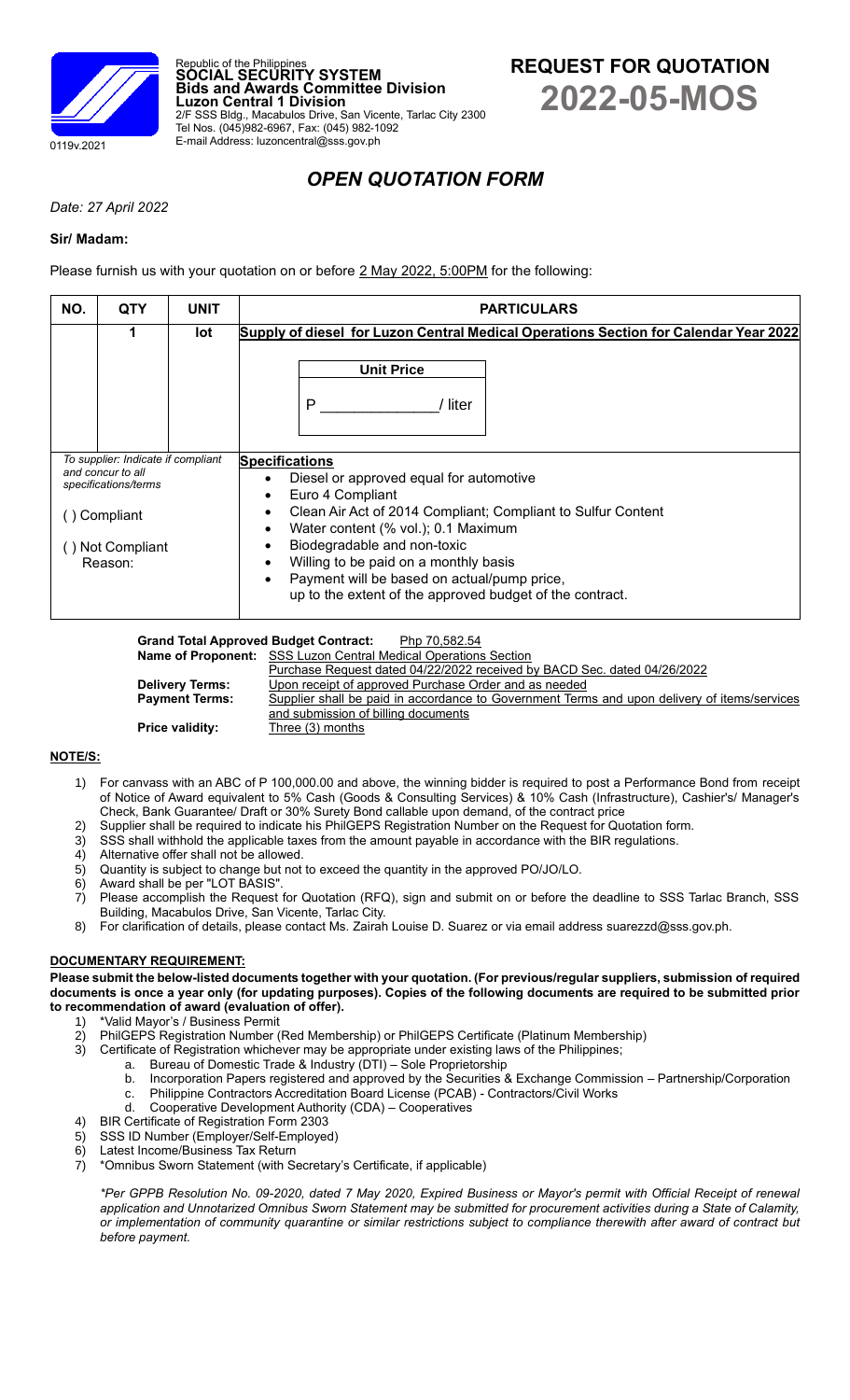0119v.2021

Republic of the Philippines
**SOCIAL SECURITY SYSTEM**
**Bids and Awards Committee Division**
**Luzon Central 1 Division**
2/F SSS Bldg., Macabulos Drive, San Vicente, Tarlac City 2300
Tel Nos. (045)982-6967, Fax: (045) 982-1092
E-mail Address: luzoncentral@sss.gov.ph

# REQUEST FOR QUOTATION
# 2022-05-MOS

## *OPEN QUOTATION FORM*

*Date: 27 April 2022*

**Sir/ Madam:**

Please furnish us with your quotation on or before 2 May 2022, 5:00PM for the following:

| NO. | QTY | UNIT | PARTICULARS |
|---|---|---|---|
| | 1 | lot | **Supply of diesel for Luzon Central Medical Operations Section for Calendar Year 2022**<br><br>**Unit Price**<br>P \_\_\_\_\_\_\_\_\_\_\_\_\_\_/ liter |
| *To supplier: Indicate if compliant and concur to all specifications/terms*<br><br>( ) Compliant<br><br>( ) Not Compliant<br>Reason: | | | **Specifications**<br>• Diesel or approved equal for automotive<br>• Euro 4 Compliant<br>• Clean Air Act of 2014 Compliant; Compliant to Sulfur Content<br>• Water content (% vol.); 0.1 Maximum<br>• Biodegradable and non-toxic<br>• Willing to be paid on a monthly basis<br>• Payment will be based on actual/pump price, up to the extent of the approved budget of the contract. |

**Grand Total Approved Budget Contract:** Php 70,582.54
**Name of Proponent:** SSS Luzon Central Medical Operations Section
Purchase Request dated 04/22/2022 received by BACD Sec. dated 04/26/2022
**Delivery Terms:** Upon receipt of approved Purchase Order and as needed
**Payment Terms:** Supplier shall be paid in accordance to Government Terms and upon delivery of items/services and submission of billing documents
**Price validity:** Three (3) months

**NOTE/S:**

1) For canvass with an ABC of P 100,000.00 and above, the winning bidder is required to post a Performance Bond from receipt of Notice of Award equivalent to 5% Cash (Goods & Consulting Services) & 10% Cash (Infrastructure), Cashier's/ Manager's Check, Bank Guarantee/ Draft or 30% Surety Bond callable upon demand, of the contract price
2) Supplier shall be required to indicate his PhilGEPS Registration Number on the Request for Quotation form.
3) SSS shall withhold the applicable taxes from the amount payable in accordance with the BIR regulations.
4) Alternative offer shall not be allowed.
5) Quantity is subject to change but not to exceed the quantity in the approved PO/JO/LO.
6) Award shall be per "LOT BASIS".
7) Please accomplish the Request for Quotation (RFQ), sign and submit on or before the deadline to SSS Tarlac Branch, SSS Building, Macabulos Drive, San Vicente, Tarlac City.
8) For clarification of details, please contact Ms. Zairah Louise D. Suarez or via email address suarezzd@sss.gov.ph.

**DOCUMENTARY REQUIREMENT:**

**Please submit the below-listed documents together with your quotation. (For previous/regular suppliers, submission of required documents is once a year only (for updating purposes). Copies of the following documents are required to be submitted prior to recommendation of award (evaluation of offer).**

1) *Valid Mayor's / Business Permit
2) PhilGEPS Registration Number (Red Membership) or PhilGEPS Certificate (Platinum Membership)
3) Certificate of Registration whichever may be appropriate under existing laws of the Philippines;
   a. Bureau of Domestic Trade & Industry (DTI) – Sole Proprietorship
   b. Incorporation Papers registered and approved by the Securities & Exchange Commission – Partnership/Corporation
   c. Philippine Contractors Accreditation Board License (PCAB) - Contractors/Civil Works
   d. Cooperative Development Authority (CDA) – Cooperatives
4) BIR Certificate of Registration Form 2303
5) SSS ID Number (Employer/Self-Employed)
6) Latest Income/Business Tax Return
7) *Omnibus Sworn Statement (with Secretary's Certificate, if applicable)

*\*Per GPPB Resolution No. 09-2020, dated 7 May 2020, Expired Business or Mayor's permit with Official Receipt of renewal application and Unnotarized Omnibus Sworn Statement may be submitted for procurement activities during a State of Calamity, or implementation of community quarantine or similar restrictions subject to compliance therewith after award of contract but before payment.*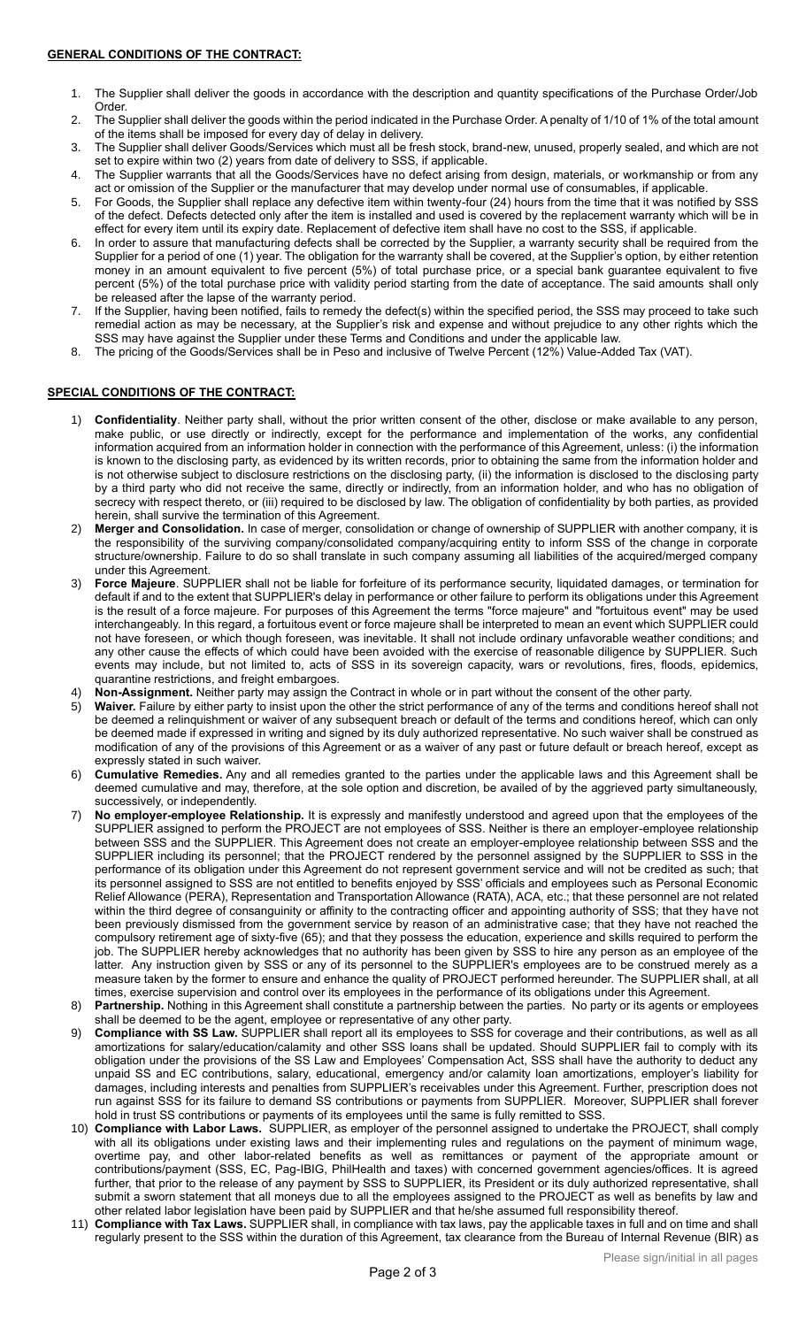**GENERAL CONDITIONS OF THE CONTRACT:**

1. The Supplier shall deliver the goods in accordance with the description and quantity specifications of the Purchase Order/Job Order.
2. The Supplier shall deliver the goods within the period indicated in the Purchase Order. A penalty of 1/10 of 1% of the total amount of the items shall be imposed for every day of delay in delivery.
3. The Supplier shall deliver Goods/Services which must all be fresh stock, brand-new, unused, properly sealed, and which are not set to expire within two (2) years from date of delivery to SSS, if applicable.
4. The Supplier warrants that all the Goods/Services have no defect arising from design, materials, or workmanship or from any act or omission of the Supplier or the manufacturer that may develop under normal use of consumables, if applicable.
5. For Goods, the Supplier shall replace any defective item within twenty-four (24) hours from the time that it was notified by SSS of the defect. Defects detected only after the item is installed and used is covered by the replacement warranty which will be in effect for every item until its expiry date. Replacement of defective item shall have no cost to the SSS, if applicable.
6. In order to assure that manufacturing defects shall be corrected by the Supplier, a warranty security shall be required from the Supplier for a period of one (1) year. The obligation for the warranty shall be covered, at the Supplier's option, by either retention money in an amount equivalent to five percent (5%) of total purchase price, or a special bank guarantee equivalent to five percent (5%) of the total purchase price with validity period starting from the date of acceptance. The said amounts shall only be released after the lapse of the warranty period.
7. If the Supplier, having been notified, fails to remedy the defect(s) within the specified period, the SSS may proceed to take such remedial action as may be necessary, at the Supplier's risk and expense and without prejudice to any other rights which the SSS may have against the Supplier under these Terms and Conditions and under the applicable law.
8. The pricing of the Goods/Services shall be in Peso and inclusive of Twelve Percent (12%) Value-Added Tax (VAT).

**SPECIAL CONDITIONS OF THE CONTRACT:**

1) **Confidentiality**. Neither party shall, without the prior written consent of the other, disclose or make available to any person, make public, or use directly or indirectly, except for the performance and implementation of the works, any confidential information acquired from an information holder in connection with the performance of this Agreement, unless: (i) the information is known to the disclosing party, as evidenced by its written records, prior to obtaining the same from the information holder and is not otherwise subject to disclosure restrictions on the disclosing party, (ii) the information is disclosed to the disclosing party by a third party who did not receive the same, directly or indirectly, from an information holder, and who has no obligation of secrecy with respect thereto, or (iii) required to be disclosed by law. The obligation of confidentiality by both parties, as provided herein, shall survive the termination of this Agreement.
2) **Merger and Consolidation.** In case of merger, consolidation or change of ownership of SUPPLIER with another company, it is the responsibility of the surviving company/consolidated company/acquiring entity to inform SSS of the change in corporate structure/ownership. Failure to do so shall translate in such company assuming all liabilities of the acquired/merged company under this Agreement.
3) **Force Majeure**. SUPPLIER shall not be liable for forfeiture of its performance security, liquidated damages, or termination for default if and to the extent that SUPPLIER's delay in performance or other failure to perform its obligations under this Agreement is the result of a force majeure. For purposes of this Agreement the terms "force majeure" and "fortuitous event" may be used interchangeably. In this regard, a fortuitous event or force majeure shall be interpreted to mean an event which SUPPLIER could not have foreseen, or which though foreseen, was inevitable. It shall not include ordinary unfavorable weather conditions; and any other cause the effects of which could have been avoided with the exercise of reasonable diligence by SUPPLIER. Such events may include, but not limited to, acts of SSS in its sovereign capacity, wars or revolutions, fires, floods, epidemics, quarantine restrictions, and freight embargoes.
4) **Non-Assignment.** Neither party may assign the Contract in whole or in part without the consent of the other party.
5) **Waiver.** Failure by either party to insist upon the other the strict performance of any of the terms and conditions hereof shall not be deemed a relinquishment or waiver of any subsequent breach or default of the terms and conditions hereof, which can only be deemed made if expressed in writing and signed by its duly authorized representative. No such waiver shall be construed as modification of any of the provisions of this Agreement or as a waiver of any past or future default or breach hereof, except as expressly stated in such waiver.
6) **Cumulative Remedies.** Any and all remedies granted to the parties under the applicable laws and this Agreement shall be deemed cumulative and may, therefore, at the sole option and discretion, be availed of by the aggrieved party simultaneously, successively, or independently.
7) **No employer-employee Relationship.** It is expressly and manifestly understood and agreed upon that the employees of the SUPPLIER assigned to perform the PROJECT are not employees of SSS. Neither is there an employer-employee relationship between SSS and the SUPPLIER. This Agreement does not create an employer-employee relationship between SSS and the SUPPLIER including its personnel; that the PROJECT rendered by the personnel assigned by the SUPPLIER to SSS in the performance of its obligation under this Agreement do not represent government service and will not be credited as such; that its personnel assigned to SSS are not entitled to benefits enjoyed by SSS' officials and employees such as Personal Economic Relief Allowance (PERA), Representation and Transportation Allowance (RATA), ACA, etc.; that these personnel are not related within the third degree of consanguinity or affinity to the contracting officer and appointing authority of SSS; that they have not been previously dismissed from the government service by reason of an administrative case; that they have not reached the compulsory retirement age of sixty-five (65); and that they possess the education, experience and skills required to perform the job. The SUPPLIER hereby acknowledges that no authority has been given by SSS to hire any person as an employee of the latter. Any instruction given by SSS or any of its personnel to the SUPPLIER's employees are to be construed merely as a measure taken by the former to ensure and enhance the quality of PROJECT performed hereunder. The SUPPLIER shall, at all times, exercise supervision and control over its employees in the performance of its obligations under this Agreement.
8) **Partnership.** Nothing in this Agreement shall constitute a partnership between the parties. No party or its agents or employees shall be deemed to be the agent, employee or representative of any other party.
9) **Compliance with SS Law.** SUPPLIER shall report all its employees to SSS for coverage and their contributions, as well as all amortizations for salary/education/calamity and other SSS loans shall be updated. Should SUPPLIER fail to comply with its obligation under the provisions of the SS Law and Employees' Compensation Act, SSS shall have the authority to deduct any unpaid SS and EC contributions, salary, educational, emergency and/or calamity loan amortizations, employer's liability for damages, including interests and penalties from SUPPLIER's receivables under this Agreement. Further, prescription does not run against SSS for its failure to demand SS contributions or payments from SUPPLIER. Moreover, SUPPLIER shall forever hold in trust SS contributions or payments of its employees until the same is fully remitted to SSS.
10) **Compliance with Labor Laws.** SUPPLIER, as employer of the personnel assigned to undertake the PROJECT, shall comply with all its obligations under existing laws and their implementing rules and regulations on the payment of minimum wage, overtime pay, and other labor-related benefits as well as remittances or payment of the appropriate amount or contributions/payment (SSS, EC, Pag-IBIG, PhilHealth and taxes) with concerned government agencies/offices. It is agreed further, that prior to the release of any payment by SSS to SUPPLIER, its President or its duly authorized representative, shall submit a sworn statement that all moneys due to all the employees assigned to the PROJECT as well as benefits by law and other related labor legislation have been paid by SUPPLIER and that he/she assumed full responsibility thereof.
11) **Compliance with Tax Laws.** SUPPLIER shall, in compliance with tax laws, pay the applicable taxes in full and on time and shall regularly present to the SSS within the duration of this Agreement, tax clearance from the Bureau of Internal Revenue (BIR) as

Please sign/initial in all pages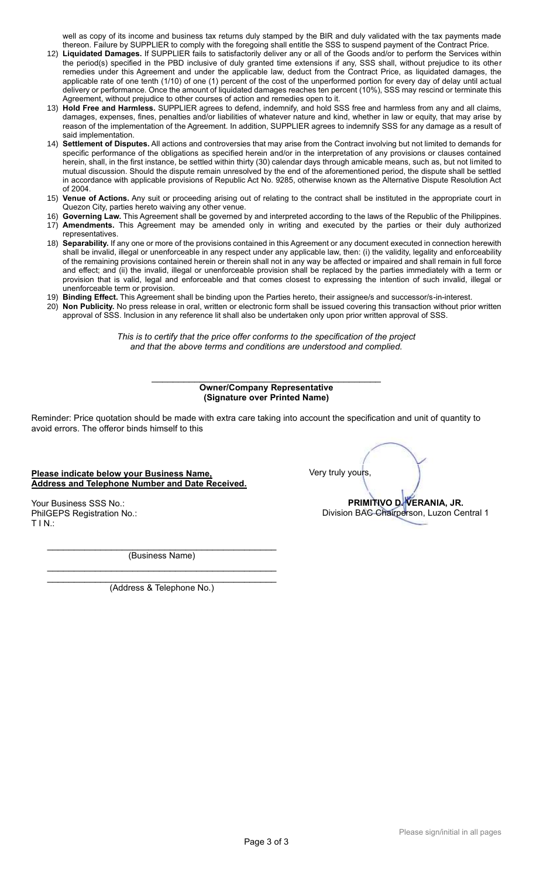well as copy of its income and business tax returns duly stamped by the BIR and duly validated with the tax payments made thereon. Failure by SUPPLIER to comply with the foregoing shall entitle the SSS to suspend payment of the Contract Price.

12) **Liquidated Damages.** If SUPPLIER fails to satisfactorily deliver any or all of the Goods and/or to perform the Services within the period(s) specified in the PBD inclusive of duly granted time extensions if any, SSS shall, without prejudice to its other remedies under this Agreement and under the applicable law, deduct from the Contract Price, as liquidated damages, the applicable rate of one tenth (1/10) of one (1) percent of the cost of the unperformed portion for every day of delay until actual delivery or performance. Once the amount of liquidated damages reaches ten percent (10%), SSS may rescind or terminate this Agreement, without prejudice to other courses of action and remedies open to it.
13) **Hold Free and Harmless.** SUPPLIER agrees to defend, indemnify, and hold SSS free and harmless from any and all claims, damages, expenses, fines, penalties and/or liabilities of whatever nature and kind, whether in law or equity, that may arise by reason of the implementation of the Agreement. In addition, SUPPLIER agrees to indemnify SSS for any damage as a result of said implementation.
14) **Settlement of Disputes.** All actions and controversies that may arise from the Contract involving but not limited to demands for specific performance of the obligations as specified herein and/or in the interpretation of any provisions or clauses contained herein, shall, in the first instance, be settled within thirty (30) calendar days through amicable means, such as, but not limited to mutual discussion. Should the dispute remain unresolved by the end of the aforementioned period, the dispute shall be settled in accordance with applicable provisions of Republic Act No. 9285, otherwise known as the Alternative Dispute Resolution Act of 2004.
15) **Venue of Actions.** Any suit or proceeding arising out of relating to the contract shall be instituted in the appropriate court in Quezon City, parties hereto waiving any other venue.
16) **Governing Law.** This Agreement shall be governed by and interpreted according to the laws of the Republic of the Philippines.
17) **Amendments.** This Agreement may be amended only in writing and executed by the parties or their duly authorized representatives.
18) **Separability.** If any one or more of the provisions contained in this Agreement or any document executed in connection herewith shall be invalid, illegal or unenforceable in any respect under any applicable law, then: (i) the validity, legality and enforceability of the remaining provisions contained herein or therein shall not in any way be affected or impaired and shall remain in full force and effect; and (ii) the invalid, illegal or unenforceable provision shall be replaced by the parties immediately with a term or provision that is valid, legal and enforceable and that comes closest to expressing the intention of such invalid, illegal or unenforceable term or provision.
19) **Binding Effect.** This Agreement shall be binding upon the Parties hereto, their assignee/s and successor/s-in-interest.
20) **Non Publicity.** No press release in oral, written or electronic form shall be issued covering this transaction without prior written approval of SSS. Inclusion in any reference lit shall also be undertaken only upon prior written approval of SSS.

*This is to certify that the price offer conforms to the specification of the project and that the above terms and conditions are understood and complied.*

\_\_\_\_\_\_\_\_\_\_\_\_\_\_\_\_\_\_\_\_\_\_\_\_\_\_\_\_\_\_\_\_\_\_\_\_\_\_\_\_\_\_\_\_

**Owner/Company Representative**
**(Signature over Printed Name)**

Reminder: Price quotation should be made with extra care taking into account the specification and unit of quantity to avoid errors. The offeror binds himself to this

**Please indicate below your Business Name, Address and Telephone Number and Date Received.**

Your Business SSS No.:
PhilGEPS Registration No.:
T I N.:

\_\_\_\_\_\_\_\_\_\_\_\_\_\_\_\_\_\_\_\_\_\_\_\_\_\_\_\_\_\_\_\_\_\_\_\_\_\_\_\_\_\_\_\_
(Business Name)

\_\_\_\_\_\_\_\_\_\_\_\_\_\_\_\_\_\_\_\_\_\_\_\_\_\_\_\_\_\_\_\_\_\_\_\_\_\_\_\_\_\_\_\_
\_\_\_\_\_\_\_\_\_\_\_\_\_\_\_\_\_\_\_\_\_\_\_\_\_\_\_\_\_\_\_\_\_\_\_\_\_\_\_\_\_\_\_\_
(Address & Telephone No.)

Very truly yours,

**PRIMITIVO D. VERANIA, JR.**
Division BAC Chairperson, Luzon Central 1

Please sign/initial in all pages